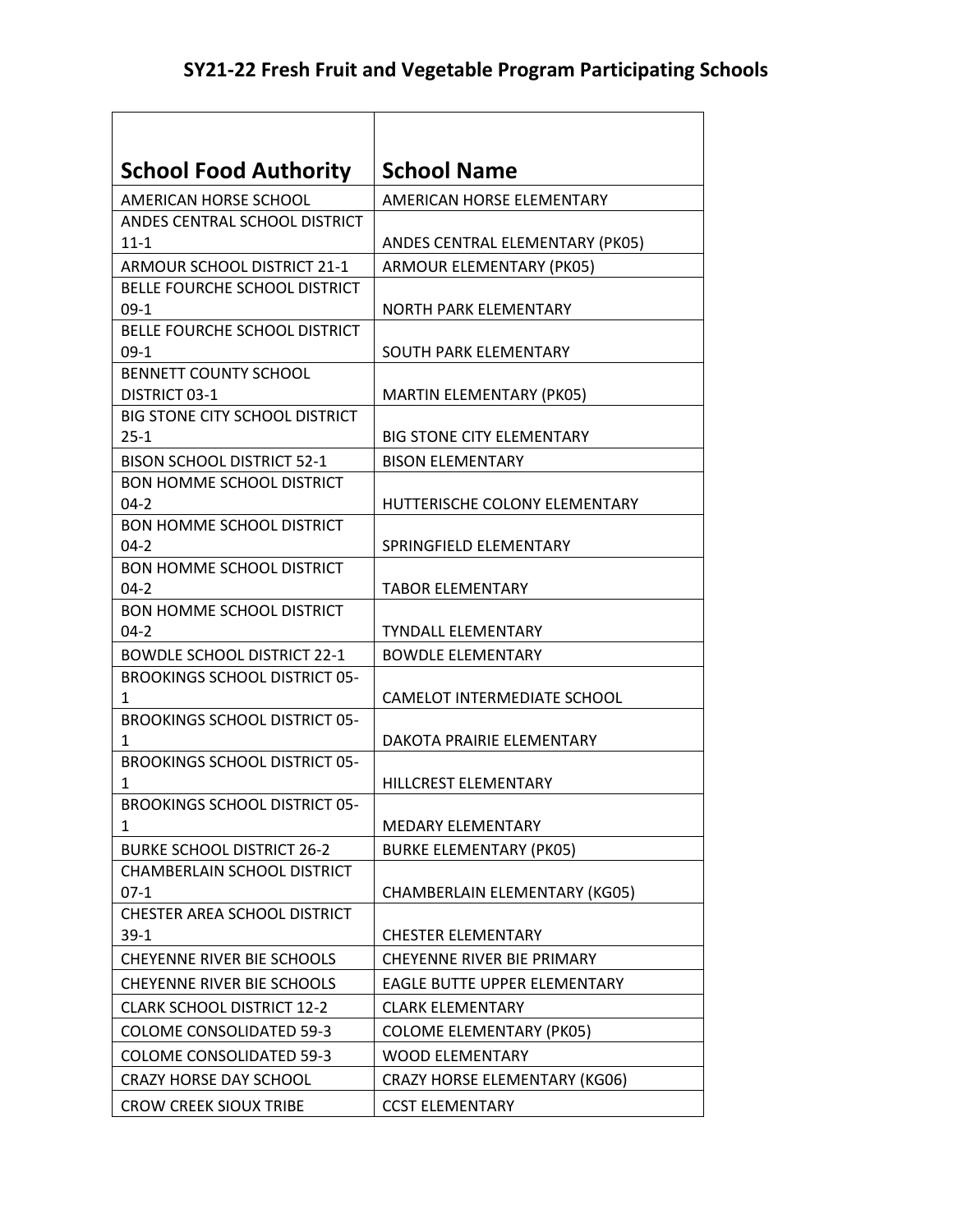# SY21-22 Fresh Fruit and Vegetable Program Participating Schools

| School Food Authority | School Name |
| --- | --- |
| AMERICAN HORSE SCHOOL | AMERICAN HORSE ELEMENTARY |
| ANDES CENTRAL SCHOOL DISTRICT 11-1 | ANDES CENTRAL ELEMENTARY (PK05) |
| ARMOUR SCHOOL DISTRICT 21-1 | ARMOUR ELEMENTARY (PK05) |
| BELLE FOURCHE SCHOOL DISTRICT 09-1 | NORTH PARK ELEMENTARY |
| BELLE FOURCHE SCHOOL DISTRICT 09-1 | SOUTH PARK ELEMENTARY |
| BENNETT COUNTY SCHOOL DISTRICT 03-1 | MARTIN ELEMENTARY (PK05) |
| BIG STONE CITY SCHOOL DISTRICT 25-1 | BIG STONE CITY ELEMENTARY |
| BISON SCHOOL DISTRICT 52-1 | BISON ELEMENTARY |
| BON HOMME SCHOOL DISTRICT 04-2 | HUTTERISCHE COLONY ELEMENTARY |
| BON HOMME SCHOOL DISTRICT 04-2 | SPRINGFIELD ELEMENTARY |
| BON HOMME SCHOOL DISTRICT 04-2 | TABOR ELEMENTARY |
| BON HOMME SCHOOL DISTRICT 04-2 | TYNDALL ELEMENTARY |
| BOWDLE SCHOOL DISTRICT 22-1 | BOWDLE ELEMENTARY |
| BROOKINGS SCHOOL DISTRICT 05-1 | CAMELOT INTERMEDIATE SCHOOL |
| BROOKINGS SCHOOL DISTRICT 05-1 | DAKOTA PRAIRIE ELEMENTARY |
| BROOKINGS SCHOOL DISTRICT 05-1 | HILLCREST ELEMENTARY |
| BROOKINGS SCHOOL DISTRICT 05-1 | MEDARY ELEMENTARY |
| BURKE SCHOOL DISTRICT 26-2 | BURKE ELEMENTARY (PK05) |
| CHAMBERLAIN SCHOOL DISTRICT 07-1 | CHAMBERLAIN ELEMENTARY (KG05) |
| CHESTER AREA SCHOOL DISTRICT 39-1 | CHESTER ELEMENTARY |
| CHEYENNE RIVER BIE SCHOOLS | CHEYENNE RIVER BIE PRIMARY |
| CHEYENNE RIVER BIE SCHOOLS | EAGLE BUTTE UPPER ELEMENTARY |
| CLARK SCHOOL DISTRICT 12-2 | CLARK ELEMENTARY |
| COLOME CONSOLIDATED 59-3 | COLOME ELEMENTARY (PK05) |
| COLOME CONSOLIDATED 59-3 | WOOD ELEMENTARY |
| CRAZY HORSE DAY SCHOOL | CRAZY HORSE ELEMENTARY (KG06) |
| CROW CREEK SIOUX TRIBE | CCST ELEMENTARY |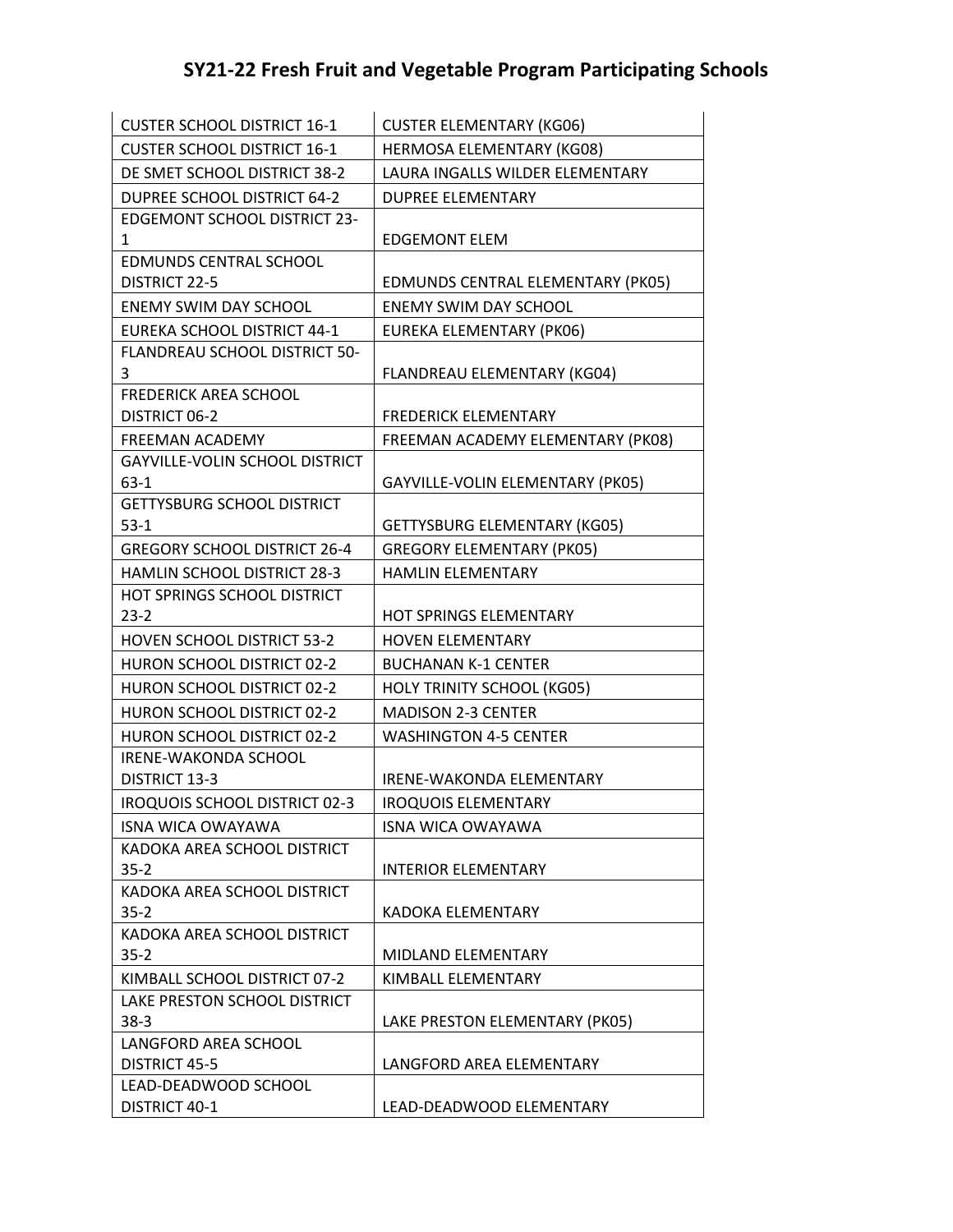# SY21-22 Fresh Fruit and Vegetable Program Participating Schools

| | |
|---|---|
| CUSTER SCHOOL DISTRICT 16-1 | CUSTER ELEMENTARY (KG06) |
| CUSTER SCHOOL DISTRICT 16-1 | HERMOSA ELEMENTARY (KG08) |
| DE SMET SCHOOL DISTRICT 38-2 | LAURA INGALLS WILDER ELEMENTARY |
| DUPREE SCHOOL DISTRICT 64-2 | DUPREE ELEMENTARY |
| EDGEMONT SCHOOL DISTRICT 23-1 | EDGEMONT ELEM |
| EDMUNDS CENTRAL SCHOOL DISTRICT 22-5 | EDMUNDS CENTRAL ELEMENTARY (PK05) |
| ENEMY SWIM DAY SCHOOL | ENEMY SWIM DAY SCHOOL |
| EUREKA SCHOOL DISTRICT 44-1 | EUREKA ELEMENTARY (PK06) |
| FLANDREAU SCHOOL DISTRICT 50-3 | FLANDREAU ELEMENTARY (KG04) |
| FREDERICK AREA SCHOOL DISTRICT 06-2 | FREDERICK ELEMENTARY |
| FREEMAN ACADEMY | FREEMAN ACADEMY ELEMENTARY (PK08) |
| GAYVILLE-VOLIN SCHOOL DISTRICT 63-1 | GAYVILLE-VOLIN ELEMENTARY (PK05) |
| GETTYSBURG SCHOOL DISTRICT 53-1 | GETTYSBURG ELEMENTARY (KG05) |
| GREGORY SCHOOL DISTRICT 26-4 | GREGORY ELEMENTARY (PK05) |
| HAMLIN SCHOOL DISTRICT 28-3 | HAMLIN ELEMENTARY |
| HOT SPRINGS SCHOOL DISTRICT 23-2 | HOT SPRINGS ELEMENTARY |
| HOVEN SCHOOL DISTRICT 53-2 | HOVEN ELEMENTARY |
| HURON SCHOOL DISTRICT 02-2 | BUCHANAN K-1 CENTER |
| HURON SCHOOL DISTRICT 02-2 | HOLY TRINITY SCHOOL (KG05) |
| HURON SCHOOL DISTRICT 02-2 | MADISON 2-3 CENTER |
| HURON SCHOOL DISTRICT 02-2 | WASHINGTON 4-5 CENTER |
| IRENE-WAKONDA SCHOOL DISTRICT 13-3 | IRENE-WAKONDA ELEMENTARY |
| IROQUOIS SCHOOL DISTRICT 02-3 | IROQUOIS ELEMENTARY |
| ISNA WICA OWAYAWA | ISNA WICA OWAYAWA |
| KADOKA AREA SCHOOL DISTRICT 35-2 | INTERIOR ELEMENTARY |
| KADOKA AREA SCHOOL DISTRICT 35-2 | KADOKA ELEMENTARY |
| KADOKA AREA SCHOOL DISTRICT 35-2 | MIDLAND ELEMENTARY |
| KIMBALL SCHOOL DISTRICT 07-2 | KIMBALL ELEMENTARY |
| LAKE PRESTON SCHOOL DISTRICT 38-3 | LAKE PRESTON ELEMENTARY (PK05) |
| LANGFORD AREA SCHOOL DISTRICT 45-5 | LANGFORD AREA ELEMENTARY |
| LEAD-DEADWOOD SCHOOL DISTRICT 40-1 | LEAD-DEADWOOD ELEMENTARY |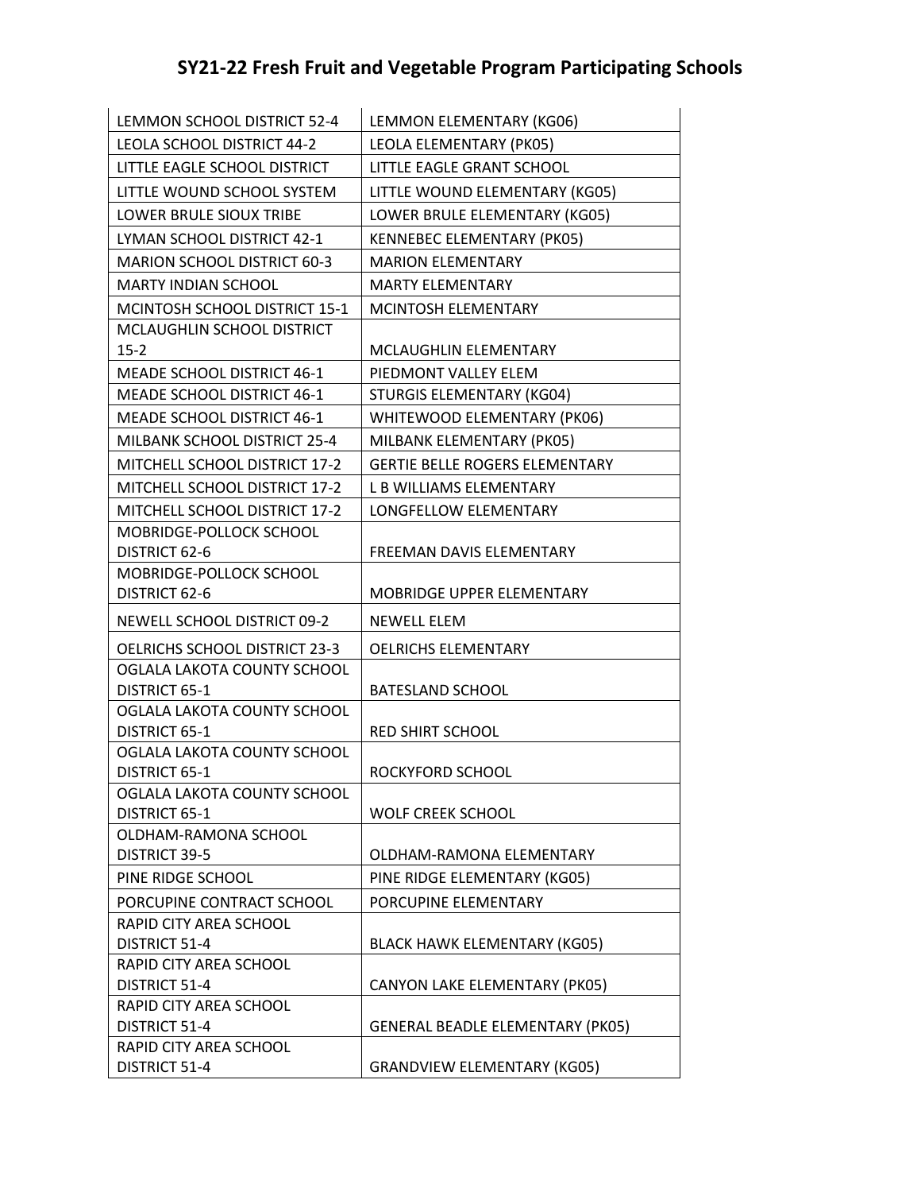# SY21-22 Fresh Fruit and Vegetable Program Participating Schools

| | |
|---|---|
| LEMMON SCHOOL DISTRICT 52-4 | LEMMON ELEMENTARY (KG06) |
| LEOLA SCHOOL DISTRICT 44-2 | LEOLA ELEMENTARY (PK05) |
| LITTLE EAGLE SCHOOL DISTRICT | LITTLE EAGLE GRANT SCHOOL |
| LITTLE WOUND SCHOOL SYSTEM | LITTLE WOUND ELEMENTARY (KG05) |
| LOWER BRULE SIOUX TRIBE | LOWER BRULE ELEMENTARY (KG05) |
| LYMAN SCHOOL DISTRICT 42-1 | KENNEBEC ELEMENTARY (PK05) |
| MARION SCHOOL DISTRICT 60-3 | MARION ELEMENTARY |
| MARTY INDIAN SCHOOL | MARTY ELEMENTARY |
| MCINTOSH SCHOOL DISTRICT 15-1 | MCINTOSH ELEMENTARY |
| MCLAUGHLIN SCHOOL DISTRICT 15-2 | MCLAUGHLIN ELEMENTARY |
| MEADE SCHOOL DISTRICT 46-1 | PIEDMONT VALLEY ELEM |
| MEADE SCHOOL DISTRICT 46-1 | STURGIS ELEMENTARY (KG04) |
| MEADE SCHOOL DISTRICT 46-1 | WHITEWOOD ELEMENTARY (PK06) |
| MILBANK SCHOOL DISTRICT 25-4 | MILBANK ELEMENTARY (PK05) |
| MITCHELL SCHOOL DISTRICT 17-2 | GERTIE BELLE ROGERS ELEMENTARY |
| MITCHELL SCHOOL DISTRICT 17-2 | L B WILLIAMS ELEMENTARY |
| MITCHELL SCHOOL DISTRICT 17-2 | LONGFELLOW ELEMENTARY |
| MOBRIDGE-POLLOCK SCHOOL DISTRICT 62-6 | FREEMAN DAVIS ELEMENTARY |
| MOBRIDGE-POLLOCK SCHOOL DISTRICT 62-6 | MOBRIDGE UPPER ELEMENTARY |
| NEWELL SCHOOL DISTRICT 09-2 | NEWELL ELEM |
| OELRICHS SCHOOL DISTRICT 23-3 | OELRICHS ELEMENTARY |
| OGLALA LAKOTA COUNTY SCHOOL DISTRICT 65-1 | BATESLAND SCHOOL |
| OGLALA LAKOTA COUNTY SCHOOL DISTRICT 65-1 | RED SHIRT SCHOOL |
| OGLALA LAKOTA COUNTY SCHOOL DISTRICT 65-1 | ROCKYFORD SCHOOL |
| OGLALA LAKOTA COUNTY SCHOOL DISTRICT 65-1 | WOLF CREEK SCHOOL |
| OLDHAM-RAMONA SCHOOL DISTRICT 39-5 | OLDHAM-RAMONA ELEMENTARY |
| PINE RIDGE SCHOOL | PINE RIDGE ELEMENTARY (KG05) |
| PORCUPINE CONTRACT SCHOOL | PORCUPINE ELEMENTARY |
| RAPID CITY AREA SCHOOL DISTRICT 51-4 | BLACK HAWK ELEMENTARY (KG05) |
| RAPID CITY AREA SCHOOL DISTRICT 51-4 | CANYON LAKE ELEMENTARY (PK05) |
| RAPID CITY AREA SCHOOL DISTRICT 51-4 | GENERAL BEADLE ELEMENTARY (PK05) |
| RAPID CITY AREA SCHOOL DISTRICT 51-4 | GRANDVIEW ELEMENTARY (KG05) |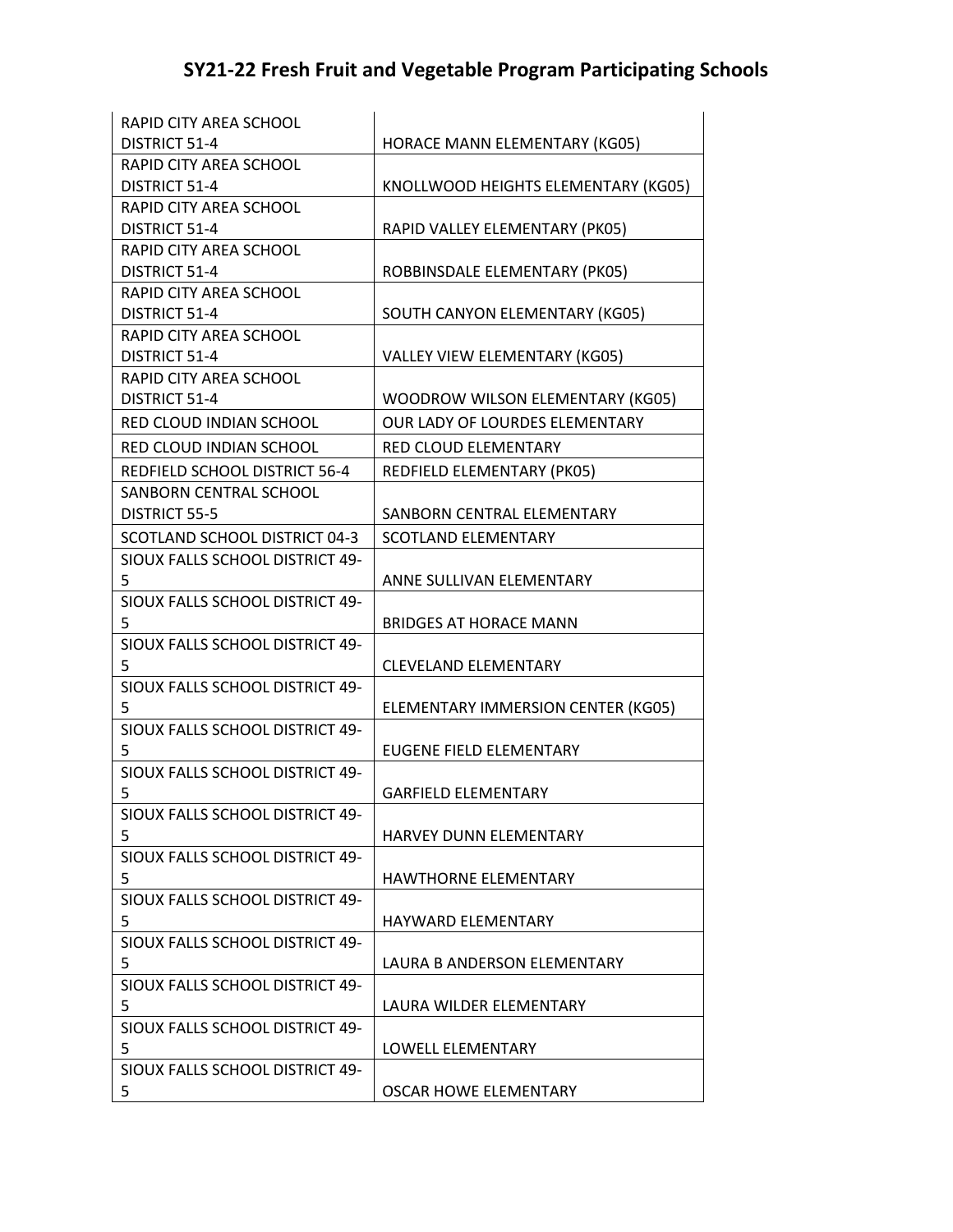# SY21-22 Fresh Fruit and Vegetable Program Participating Schools

| | |
|---|---|
| RAPID CITY AREA SCHOOL DISTRICT 51-4 | HORACE MANN ELEMENTARY (KG05) |
| RAPID CITY AREA SCHOOL DISTRICT 51-4 | KNOLLWOOD HEIGHTS ELEMENTARY (KG05) |
| RAPID CITY AREA SCHOOL DISTRICT 51-4 | RAPID VALLEY ELEMENTARY (PK05) |
| RAPID CITY AREA SCHOOL DISTRICT 51-4 | ROBBINSDALE ELEMENTARY (PK05) |
| RAPID CITY AREA SCHOOL DISTRICT 51-4 | SOUTH CANYON ELEMENTARY (KG05) |
| RAPID CITY AREA SCHOOL DISTRICT 51-4 | VALLEY VIEW ELEMENTARY (KG05) |
| RAPID CITY AREA SCHOOL DISTRICT 51-4 | WOODROW WILSON ELEMENTARY (KG05) |
| RED CLOUD INDIAN SCHOOL | OUR LADY OF LOURDES ELEMENTARY |
| RED CLOUD INDIAN SCHOOL | RED CLOUD ELEMENTARY |
| REDFIELD SCHOOL DISTRICT 56-4 | REDFIELD ELEMENTARY (PK05) |
| SANBORN CENTRAL SCHOOL DISTRICT 55-5 | SANBORN CENTRAL ELEMENTARY |
| SCOTLAND SCHOOL DISTRICT 04-3 | SCOTLAND ELEMENTARY |
| SIOUX FALLS SCHOOL DISTRICT 49-5 | ANNE SULLIVAN ELEMENTARY |
| SIOUX FALLS SCHOOL DISTRICT 49-5 | BRIDGES AT HORACE MANN |
| SIOUX FALLS SCHOOL DISTRICT 49-5 | CLEVELAND ELEMENTARY |
| SIOUX FALLS SCHOOL DISTRICT 49-5 | ELEMENTARY IMMERSION CENTER (KG05) |
| SIOUX FALLS SCHOOL DISTRICT 49-5 | EUGENE FIELD ELEMENTARY |
| SIOUX FALLS SCHOOL DISTRICT 49-5 | GARFIELD ELEMENTARY |
| SIOUX FALLS SCHOOL DISTRICT 49-5 | HARVEY DUNN ELEMENTARY |
| SIOUX FALLS SCHOOL DISTRICT 49-5 | HAWTHORNE ELEMENTARY |
| SIOUX FALLS SCHOOL DISTRICT 49-5 | HAYWARD ELEMENTARY |
| SIOUX FALLS SCHOOL DISTRICT 49-5 | LAURA B ANDERSON ELEMENTARY |
| SIOUX FALLS SCHOOL DISTRICT 49-5 | LAURA WILDER ELEMENTARY |
| SIOUX FALLS SCHOOL DISTRICT 49-5 | LOWELL ELEMENTARY |
| SIOUX FALLS SCHOOL DISTRICT 49-5 | OSCAR HOWE ELEMENTARY |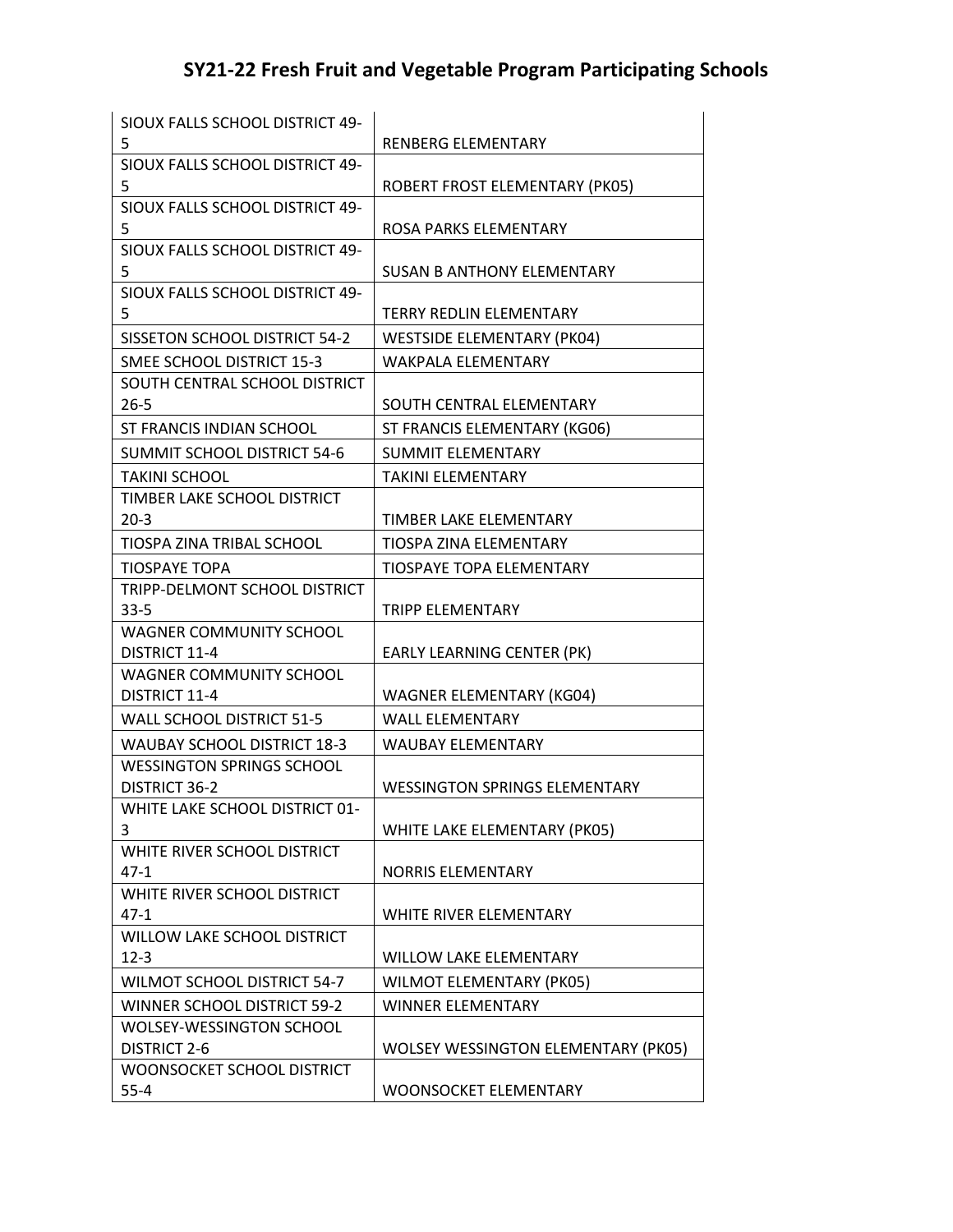# SY21-22 Fresh Fruit and Vegetable Program Participating Schools

| | |
|---|---|
| SIOUX FALLS SCHOOL DISTRICT 49-5 | RENBERG ELEMENTARY |
| SIOUX FALLS SCHOOL DISTRICT 49-5 | ROBERT FROST ELEMENTARY (PK05) |
| SIOUX FALLS SCHOOL DISTRICT 49-5 | ROSA PARKS ELEMENTARY |
| SIOUX FALLS SCHOOL DISTRICT 49-5 | SUSAN B ANTHONY ELEMENTARY |
| SIOUX FALLS SCHOOL DISTRICT 49-5 | TERRY REDLIN ELEMENTARY |
| SISSETON SCHOOL DISTRICT 54-2 | WESTSIDE ELEMENTARY (PK04) |
| SMEE SCHOOL DISTRICT 15-3 | WAKPALA ELEMENTARY |
| SOUTH CENTRAL SCHOOL DISTRICT 26-5 | SOUTH CENTRAL ELEMENTARY |
| ST FRANCIS INDIAN SCHOOL | ST FRANCIS ELEMENTARY (KG06) |
| SUMMIT SCHOOL DISTRICT 54-6 | SUMMIT ELEMENTARY |
| TAKINI SCHOOL | TAKINI ELEMENTARY |
| TIMBER LAKE SCHOOL DISTRICT 20-3 | TIMBER LAKE ELEMENTARY |
| TIOSPA ZINA TRIBAL SCHOOL | TIOSPA ZINA ELEMENTARY |
| TIOSPAYE TOPA | TIOSPAYE TOPA ELEMENTARY |
| TRIPP-DELMONT SCHOOL DISTRICT 33-5 | TRIPP ELEMENTARY |
| WAGNER COMMUNITY SCHOOL DISTRICT 11-4 | EARLY LEARNING CENTER (PK) |
| WAGNER COMMUNITY SCHOOL DISTRICT 11-4 | WAGNER ELEMENTARY (KG04) |
| WALL SCHOOL DISTRICT 51-5 | WALL ELEMENTARY |
| WAUBAY SCHOOL DISTRICT 18-3 | WAUBAY ELEMENTARY |
| WESSINGTON SPRINGS SCHOOL DISTRICT 36-2 | WESSINGTON SPRINGS ELEMENTARY |
| WHITE LAKE SCHOOL DISTRICT 01-3 | WHITE LAKE ELEMENTARY (PK05) |
| WHITE RIVER SCHOOL DISTRICT 47-1 | NORRIS ELEMENTARY |
| WHITE RIVER SCHOOL DISTRICT 47-1 | WHITE RIVER ELEMENTARY |
| WILLOW LAKE SCHOOL DISTRICT 12-3 | WILLOW LAKE ELEMENTARY |
| WILMOT SCHOOL DISTRICT 54-7 | WILMOT ELEMENTARY (PK05) |
| WINNER SCHOOL DISTRICT 59-2 | WINNER ELEMENTARY |
| WOLSEY-WESSINGTON SCHOOL DISTRICT 2-6 | WOLSEY WESSINGTON ELEMENTARY (PK05) |
| WOONSOCKET SCHOOL DISTRICT 55-4 | WOONSOCKET ELEMENTARY |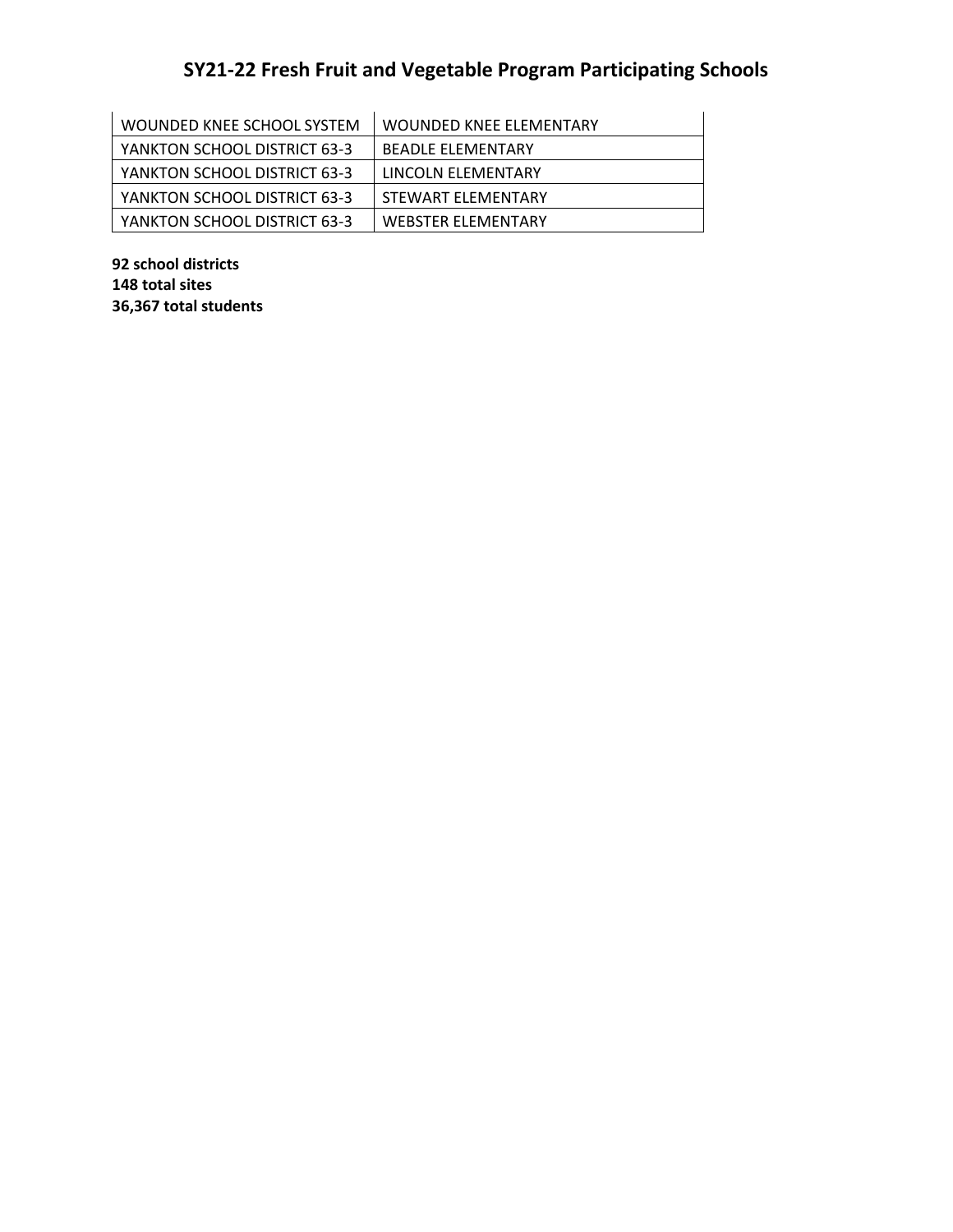# SY21-22 Fresh Fruit and Vegetable Program Participating Schools

| | |
|---|---|
| WOUNDED KNEE SCHOOL SYSTEM | WOUNDED KNEE ELEMENTARY |
| YANKTON SCHOOL DISTRICT 63-3 | BEADLE ELEMENTARY |
| YANKTON SCHOOL DISTRICT 63-3 | LINCOLN ELEMENTARY |
| YANKTON SCHOOL DISTRICT 63-3 | STEWART ELEMENTARY |
| YANKTON SCHOOL DISTRICT 63-3 | WEBSTER ELEMENTARY |

**92 school districts**
**148 total sites**
**36,367 total students**